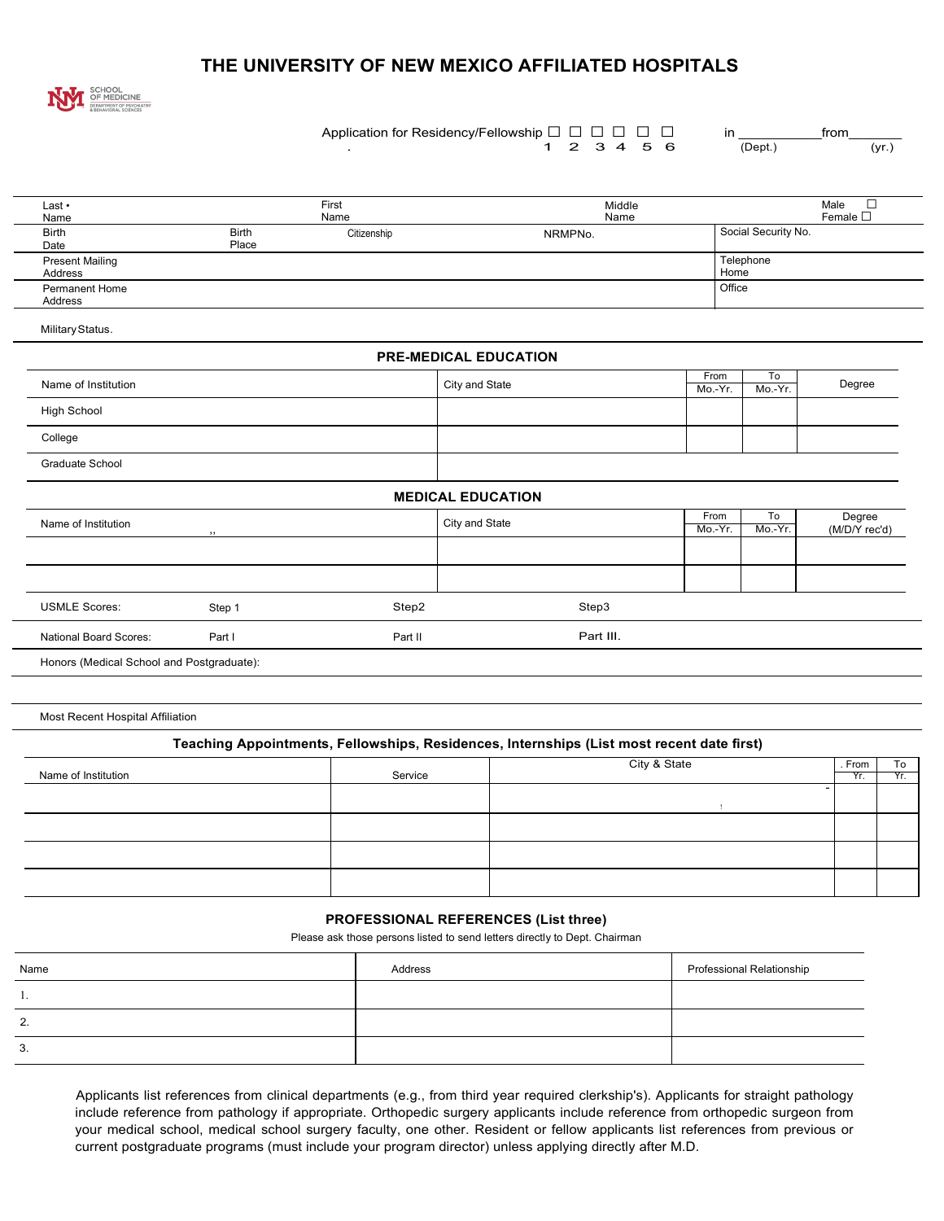# THE UNIVERSITY OF NEW MEXICO AFFILIATED HOSPITALS

SCHOOL OF MEDICINE
DEPARTMENT OF PSYCHIATRY & BEHAVIORAL SCIENCES

Application for Residency/Fellowship ☐ ☐ ☐ ☐ ☐ ☐ in ___________ from_______
1 2 3 4 5 6 (Dept.) (yr.)

| Last • Name | | First Name | | Middle Name | Male ☐ Female ☐ |
|---|---|---|---|---|---|
| Birth Date | Birth Place | Citizenship | NRMPNo. | Social Security No. | |
| Present Mailing Address | | | | Telephone Home | |
| Permanent Home Address | | | | Office | |

Military Status.

## PRE-MEDICAL EDUCATION

| Name of Institution | City and State | From Mo.-Yr. | To Mo.-Yr. | Degree |
|---|---|---|---|---|
| High School | | | | |
| College | | | | |
| Graduate School | | | | |

## MEDICAL EDUCATION

| Name of Institution | City and State | From Mo.-Yr. | To Mo.-Yr. | Degree (M/D/Y rec'd) |
|---|---|---|---|---|
| | | | | |
| | | | | |

| USMLE Scores: | Step 1 | Step2 | Step3 |
|---|---|---|---|
| National Board Scores: | Part I | Part II | Part III. |

Honors (Medical School and Postgraduate):

Most Recent Hospital Affiliation

## Teaching Appointments, Fellowships, Residences, Internships (List most recent date first)

| Name of Institution | Service | City & State | From Yr. | To Yr. |
|---|---|---|---|---|
| | | | | |
| | | | | |
| | | | | |
| | | | | |

## PROFESSIONAL REFERENCES (List three)

Please ask those persons listed to send letters directly to Dept. Chairman

| Name | Address | Professional Relationship |
|---|---|---|
| 1. | | |
| 2. | | |
| 3. | | |

Applicants list references from clinical departments (e.g., from third year required clerkship's). Applicants for straight pathology include reference from pathology if appropriate. Orthopedic surgery applicants include reference from orthopedic surgeon from your medical school, medical school surgery faculty, one other. Resident or fellow applicants list references from previous or current postgraduate programs (must include your program director) unless applying directly after M.D.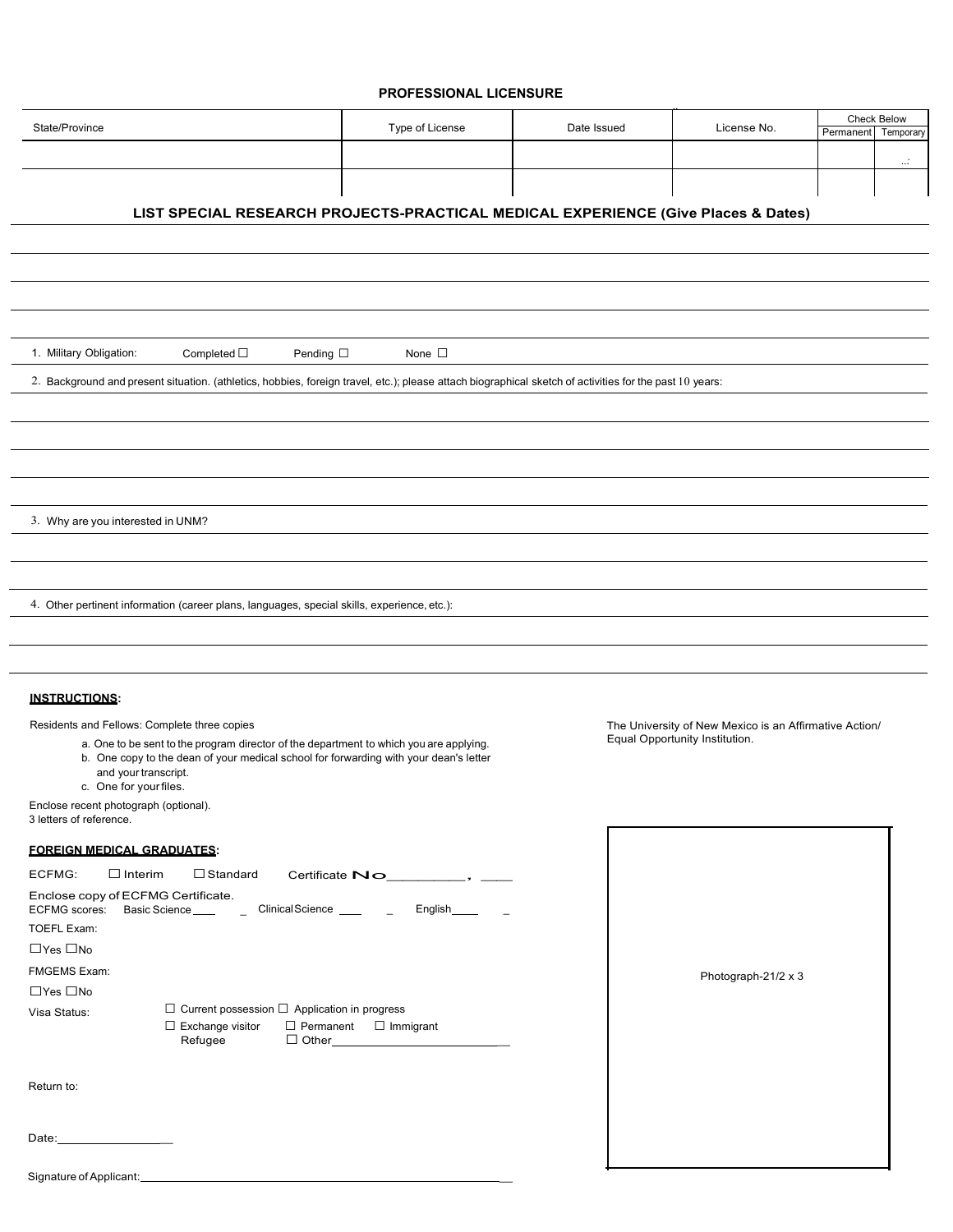## PROFESSIONAL LICENSURE

| State/Province | Type of License | Date Issued | License No. | Check Below | |
|---|---|---|---|---|---|
| | | | | Permanent | Temporary |
| | | | | | ..: |
| | | | | | |

## LIST SPECIAL RESEARCH PROJECTS-PRACTICAL MEDICAL EXPERIENCE (Give Places & Dates)

1. Military Obligation: Completed ☐ Pending ☐ None ☐

2. Background and present situation. (athletics, hobbies, foreign travel, etc.); please attach biographical sketch of activities for the past 10 years:

3. Why are you interested in UNM?

4. Other pertinent information (career plans, languages, special skills, experience, etc.):

**INSTRUCTIONS:**

Residents and Fellows: Complete three copies

a. One to be sent to the program director of the department to which you are applying.
b. One copy to the dean of your medical school for forwarding with your dean's letter and your transcript.
c. One for your files.

Enclose recent photograph (optional).
3 letters of reference.

The University of New Mexico is an Affirmative Action/ Equal Opportunity Institution.

**FOREIGN MEDICAL GRADUATES:**

ECFMG: ☐ Interim ☐ Standard Certificate No__________, ____

Enclose copy of ECFMG Certificate.
ECFMG scores: Basic Science ____ _ Clinical Science ____ _ English____ _

TOEFL Exam:

☐Yes ☐No

FMGEMS Exam:

☐Yes ☐No

Visa Status: ☐ Current possession ☐ Application in progress
☐ Exchange visitor ☐ Permanent ☐ Immigrant
Refugee ☐ Other__________________________

Photograph-21/2 x 3

Return to:

Date:________________

Signature of Applicant:________________________________________________